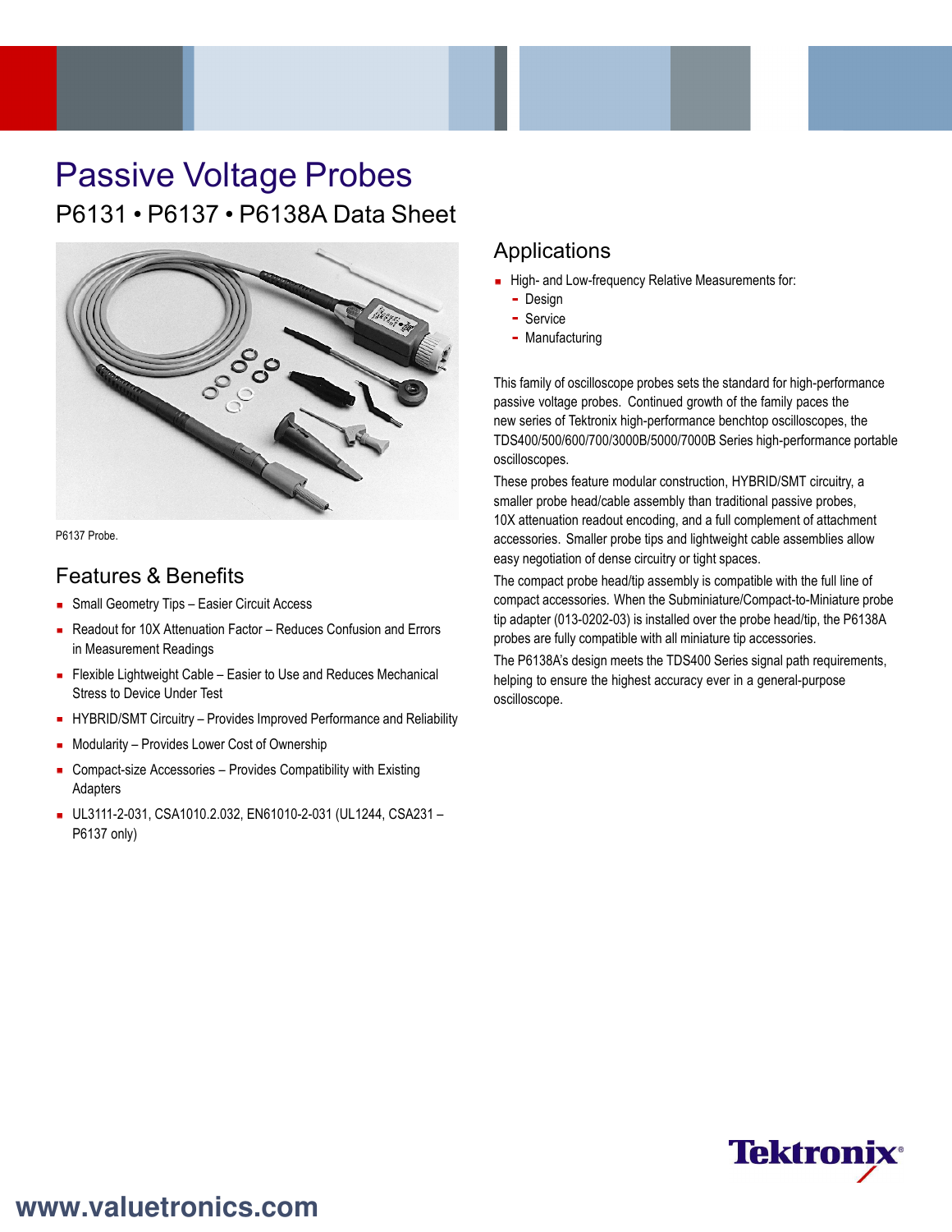# Passive Voltage Probes

## P6131 • P6137 • P6138A Data Sheet

P6137 Probe.

### Features & Benefits

- Small Geometry Tips – Easier Circuit Access
- Readout for 10X Attenuation Factor – Reduces Confusion and Errors in Measurement Readings
- Flexible Lightweight Cable – Easier to Use and Reduces Mechanical Stress to Device Under Test
- HYBRID/SMT Circuitry – Provides Improved Performance and Reliability
- Modularity – Provides Lower Cost of Ownership
- Compact-size Accessories – Provides Compatibility with Existing Adapters
- UL3111-2-031, CSA1010.2.032, EN61010-2-031 (UL1244, CSA231 – P6137 only)

### Applications

- High- and Low-frequency Relative Measurements for:
  - Design
  - Service
  - Manufacturing

This family of oscilloscope probes sets the standard for high-performance passive voltage probes. Continued growth of the family paces the new series of Tektronix high-performance benchtop oscilloscopes, the TDS400/500/600/700/3000B/5000/7000B Series high-performance portable oscilloscopes.

These probes feature modular construction, HYBRID/SMT circuitry, a smaller probe head/cable assembly than traditional passive probes, 10X attenuation readout encoding, and a full complement of attachment accessories. Smaller probe tips and lightweight cable assemblies allow easy negotiation of dense circuitry or tight spaces.

The compact probe head/tip assembly is compatible with the full line of compact accessories. When the Subminiature/Compact-to-Miniature probe tip adapter (013-0202-03) is installed over the probe head/tip, the P6138A probes are fully compatible with all miniature tip accessories.

The P6138A's design meets the TDS400 Series signal path requirements, helping to ensure the highest accuracy ever in a general-purpose oscilloscope.

www.valuetronics.com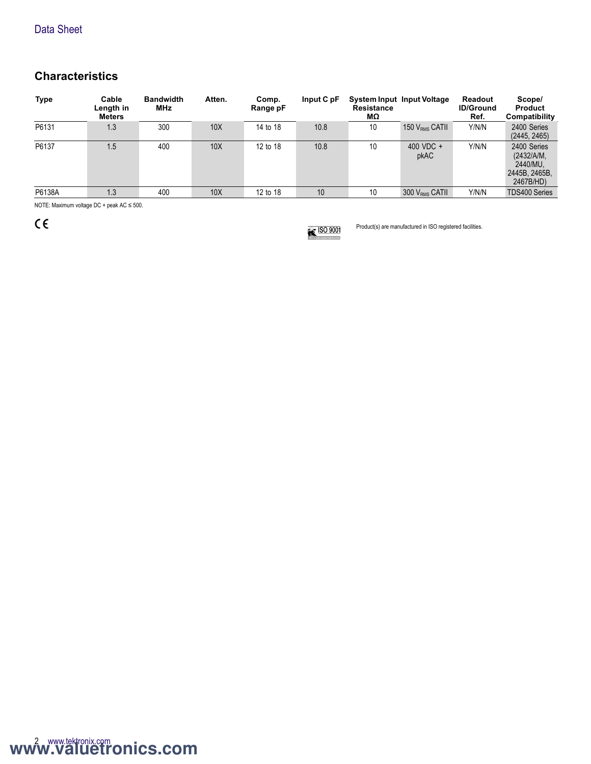## Characteristics

| Type | Cable Length in Meters | Bandwidth MHz | Atten. | Comp. Range pF | Input C pF | System Input Resistance MΩ | Input Voltage | Readout ID/Ground Ref. | Scope/ Product Compatibility |
|---|---|---|---|---|---|---|---|---|---|
| P6131 | 1.3 | 300 | 10X | 14 to 18 | 10.8 | 10 | 150 $V_{RMS}$ CATII | Y/N/N | 2400 Series (2445, 2465) |
| P6137 | 1.5 | 400 | 10X | 12 to 18 | 10.8 | 10 | 400 VDC + pkAC | Y/N/N | 2400 Series (2432/A/M, 2440/MU, 2445B, 2465B, 2467B/HD) |
| P6138A | 1.3 | 400 | 10X | 12 to 18 | 10 | 10 | 300 $V_{RMS}$ CATII | Y/N/N | TDS400 Series |

NOTE: Maximum voltage DC + peak AC ≤ 500.

CE

ISO 9001

Product(s) are manufactured in ISO registered facilities.

www.valuetronics.com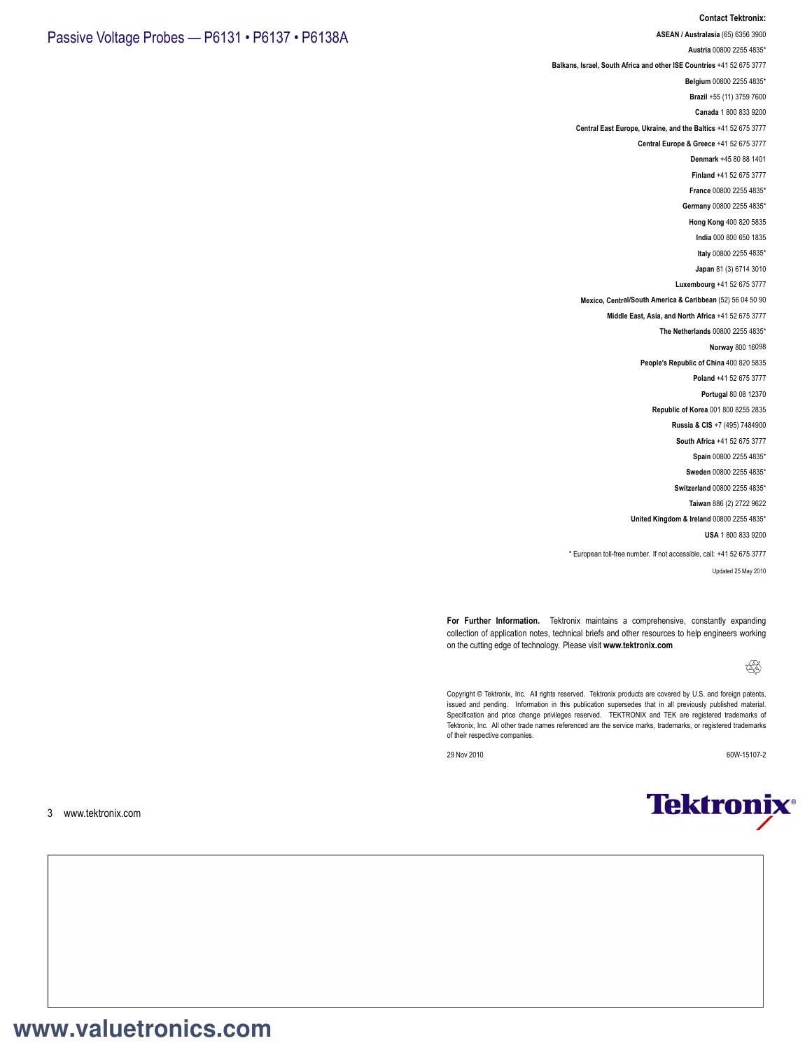**Contact Tektronix:**

**ASEAN / Australasia** (65) 6356 3900

**Austria** 00800 2255 4835*

**Balkans, Israel, South Africa and other ISE Countries** +41 52 675 3777

**Belgium** 00800 2255 4835*

**Brazil** +55 (11) 3759 7600

**Canada** 1 800 833 9200

**Central East Europe, Ukraine, and the Baltics** +41 52 675 3777

**Central Europe & Greece** +41 52 675 3777

**Denmark** +45 80 88 1401

**Finland** +41 52 675 3777

**France** 00800 2255 4835*

**Germany** 00800 2255 4835*

**Hong Kong** 400 820 5835

**India** 000 800 650 1835

**Italy** 00800 2255 4835*

**Japan** 81 (3) 6714 3010

**Luxembourg** +41 52 675 3777

**Mexico, Central/South America & Caribbean** (52) 56 04 50 90

**Middle East, Asia, and North Africa** +41 52 675 3777

**The Netherlands** 00800 2255 4835*

**Norway** 800 16098

**People's Republic of China** 400 820 5835

**Poland** +41 52 675 3777

**Portugal** 80 08 12370

**Republic of Korea** 001 800 8255 2835

**Russia & CIS** +7 (495) 7484900

**South Africa** +41 52 675 3777

**Spain** 00800 2255 4835*

**Sweden** 00800 2255 4835*

**Switzerland** 00800 2255 4835*

**Taiwan** 886 (2) 2722 9622

**United Kingdom & Ireland** 00800 2255 4835*

**USA** 1 800 833 9200

* European toll-free number. If not accessible, call: +41 52 675 3777

Updated 25 May 2010

**For Further Information.** Tektronix maintains a comprehensive, constantly expanding collection of application notes, technical briefs and other resources to help engineers working on the cutting edge of technology. Please visit **www.tektronix.com**

Copyright © Tektronix, Inc. All rights reserved. Tektronix products are covered by U.S. and foreign patents, issued and pending. Information in this publication supersedes that in all previously published material. Specification and price change privileges reserved. TEKTRONIX and TEK are registered trademarks of Tektronix, Inc. All other trade names referenced are the service marks, trademarks, or registered trademarks of their respective companies.

29 Nov 2010

60W-15107-2

Tektronix®

www.valuetronics.com